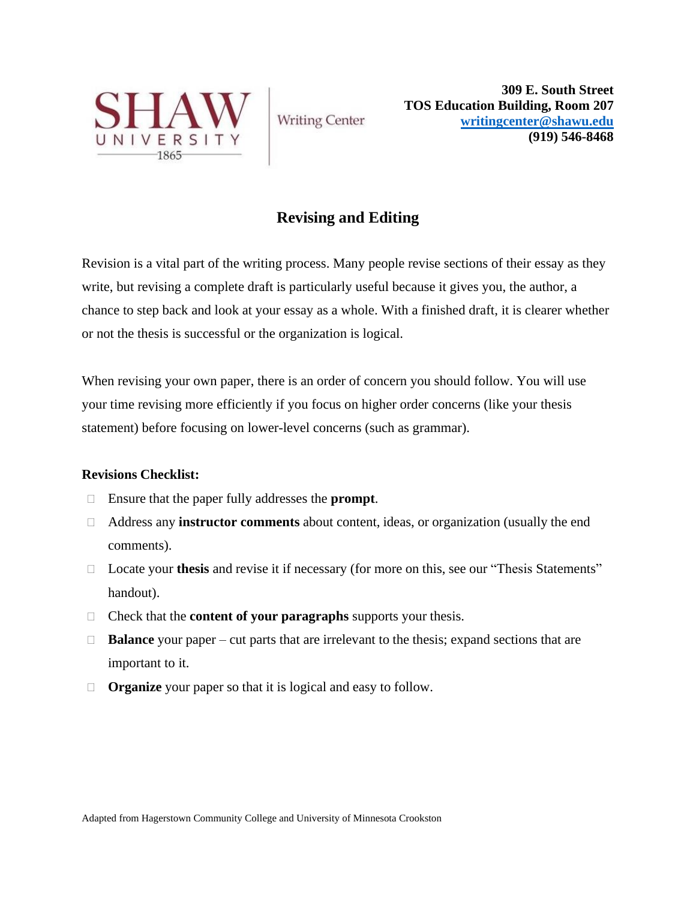Writing Center

**309 E. South Street**
**TOS Education Building, Room 207**
**writingcenter@shawu.edu**
**(919) 546-8468**

# Revising and Editing

Revision is a vital part of the writing process. Many people revise sections of their essay as they write, but revising a complete draft is particularly useful because it gives you, the author, a chance to step back and look at your essay as a whole. With a finished draft, it is clearer whether or not the thesis is successful or the organization is logical.

When revising your own paper, there is an order of concern you should follow. You will use your time revising more efficiently if you focus on higher order concerns (like your thesis statement) before focusing on lower-level concerns (such as grammar).

**Revisions Checklist:**

- Ensure that the paper fully addresses the **prompt**.
- Address any **instructor comments** about content, ideas, or organization (usually the end comments).
- Locate your **thesis** and revise it if necessary (for more on this, see our "Thesis Statements" handout).
- Check that the **content of your paragraphs** supports your thesis.
- **Balance** your paper – cut parts that are irrelevant to the thesis; expand sections that are important to it.
- **Organize** your paper so that it is logical and easy to follow.

Adapted from Hagerstown Community College and University of Minnesota Crookston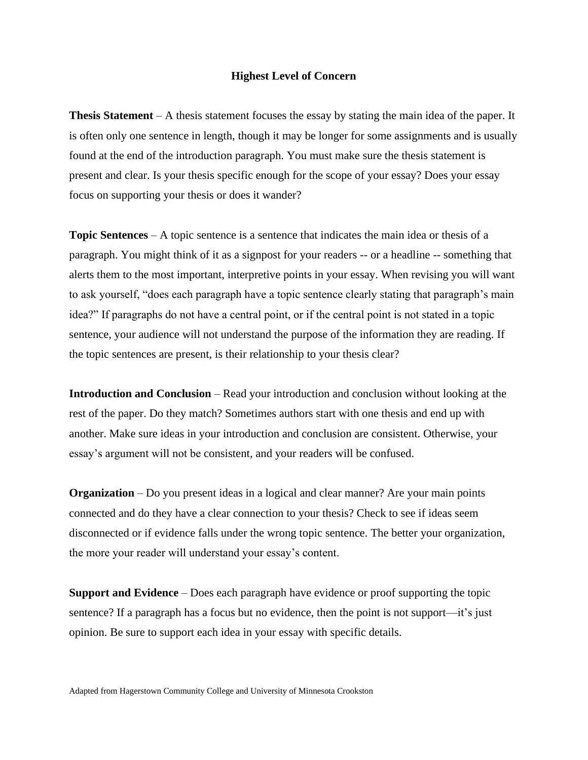## Highest Level of Concern

**Thesis Statement** – A thesis statement focuses the essay by stating the main idea of the paper. It is often only one sentence in length, though it may be longer for some assignments and is usually found at the end of the introduction paragraph. You must make sure the thesis statement is present and clear. Is your thesis specific enough for the scope of your essay? Does your essay focus on supporting your thesis or does it wander?

**Topic Sentences** – A topic sentence is a sentence that indicates the main idea or thesis of a paragraph. You might think of it as a signpost for your readers -- or a headline -- something that alerts them to the most important, interpretive points in your essay. When revising you will want to ask yourself, "does each paragraph have a topic sentence clearly stating that paragraph's main idea?" If paragraphs do not have a central point, or if the central point is not stated in a topic sentence, your audience will not understand the purpose of the information they are reading. If the topic sentences are present, is their relationship to your thesis clear?

**Introduction and Conclusion** – Read your introduction and conclusion without looking at the rest of the paper. Do they match? Sometimes authors start with one thesis and end up with another. Make sure ideas in your introduction and conclusion are consistent. Otherwise, your essay's argument will not be consistent, and your readers will be confused.

**Organization** – Do you present ideas in a logical and clear manner? Are your main points connected and do they have a clear connection to your thesis? Check to see if ideas seem disconnected or if evidence falls under the wrong topic sentence. The better your organization, the more your reader will understand your essay's content.

**Support and Evidence** – Does each paragraph have evidence or proof supporting the topic sentence? If a paragraph has a focus but no evidence, then the point is not support—it's just opinion. Be sure to support each idea in your essay with specific details.

Adapted from Hagerstown Community College and University of Minnesota Crookston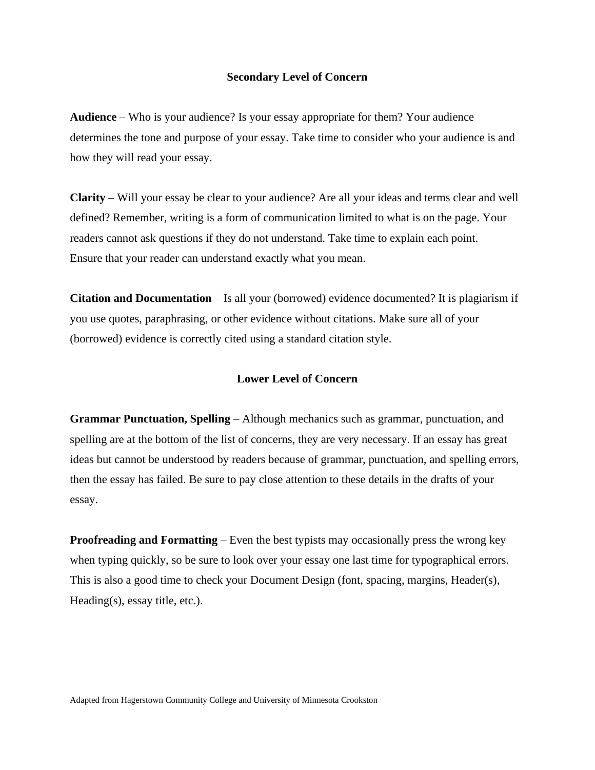## Secondary Level of Concern

**Audience** – Who is your audience? Is your essay appropriate for them? Your audience determines the tone and purpose of your essay. Take time to consider who your audience is and how they will read your essay.

**Clarity** – Will your essay be clear to your audience? Are all your ideas and terms clear and well defined? Remember, writing is a form of communication limited to what is on the page. Your readers cannot ask questions if they do not understand. Take time to explain each point. Ensure that your reader can understand exactly what you mean.

**Citation and Documentation** – Is all your (borrowed) evidence documented? It is plagiarism if you use quotes, paraphrasing, or other evidence without citations. Make sure all of your (borrowed) evidence is correctly cited using a standard citation style.

## Lower Level of Concern

**Grammar Punctuation, Spelling** – Although mechanics such as grammar, punctuation, and spelling are at the bottom of the list of concerns, they are very necessary. If an essay has great ideas but cannot be understood by readers because of grammar, punctuation, and spelling errors, then the essay has failed. Be sure to pay close attention to these details in the drafts of your essay.

**Proofreading and Formatting** – Even the best typists may occasionally press the wrong key when typing quickly, so be sure to look over your essay one last time for typographical errors. This is also a good time to check your Document Design (font, spacing, margins, Header(s), Heading(s), essay title, etc.).

Adapted from Hagerstown Community College and University of Minnesota Crookston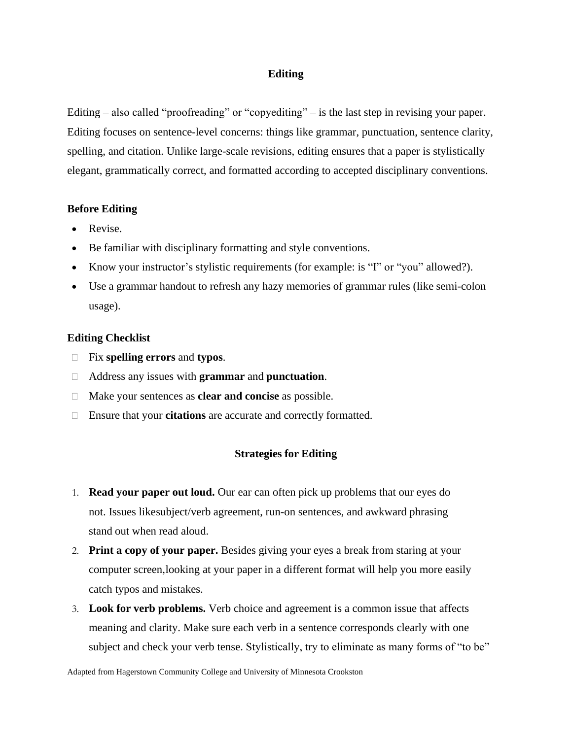## Editing

Editing – also called "proofreading" or "copyediting" – is the last step in revising your paper. Editing focuses on sentence-level concerns: things like grammar, punctuation, sentence clarity, spelling, and citation. Unlike large-scale revisions, editing ensures that a paper is stylistically elegant, grammatically correct, and formatted according to accepted disciplinary conventions.

### Before Editing

- Revise.
- Be familiar with disciplinary formatting and style conventions.
- Know your instructor's stylistic requirements (for example: is "I" or "you" allowed?).
- Use a grammar handout to refresh any hazy memories of grammar rules (like semi-colon usage).

### Editing Checklist

- [ ] Fix **spelling errors** and **typos**.
- [ ] Address any issues with **grammar** and **punctuation**.
- [ ] Make your sentences as **clear and concise** as possible.
- [ ] Ensure that your **citations** are accurate and correctly formatted.

## Strategies for Editing

1. **Read your paper out loud.** Our ear can often pick up problems that our eyes do not. Issues likesubject/verb agreement, run-on sentences, and awkward phrasing stand out when read aloud.
2. **Print a copy of your paper.** Besides giving your eyes a break from staring at your computer screen,looking at your paper in a different format will help you more easily catch typos and mistakes.
3. **Look for verb problems.** Verb choice and agreement is a common issue that affects meaning and clarity. Make sure each verb in a sentence corresponds clearly with one subject and check your verb tense. Stylistically, try to eliminate as many forms of "to be"

Adapted from Hagerstown Community College and University of Minnesota Crookston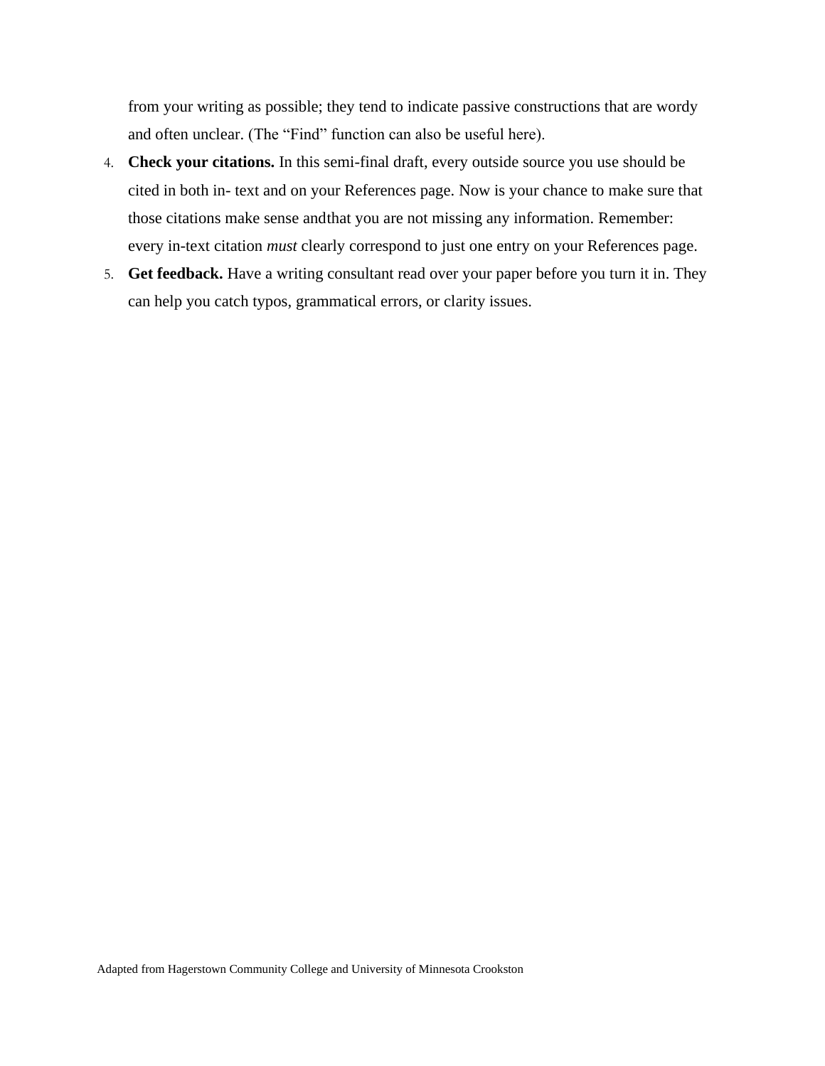from your writing as possible; they tend to indicate passive constructions that are wordy and often unclear. (The "Find" function can also be useful here).

4. **Check your citations.** In this semi-final draft, every outside source you use should be cited in both in- text and on your References page. Now is your chance to make sure that those citations make sense andthat you are not missing any information. Remember: every in-text citation *must* clearly correspond to just one entry on your References page.
5. **Get feedback.** Have a writing consultant read over your paper before you turn it in. They can help you catch typos, grammatical errors, or clarity issues.

Adapted from Hagerstown Community College and University of Minnesota Crookston